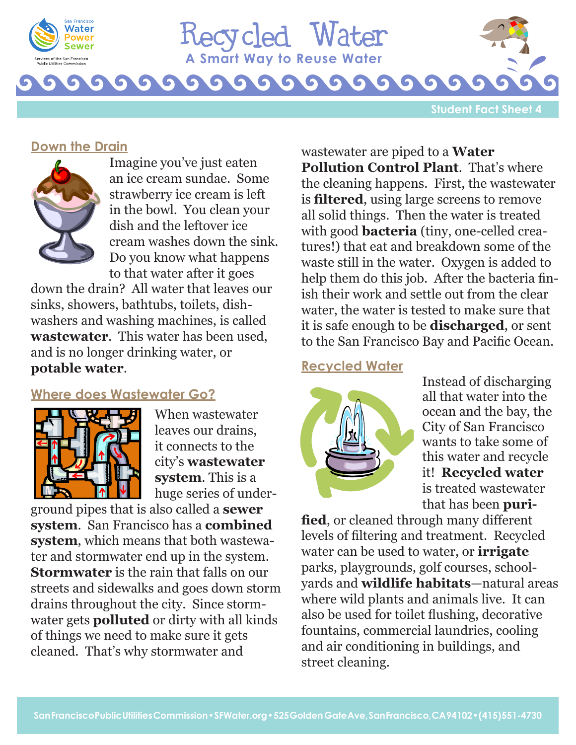# Recycled Water

**A Smart Way to Reuse Water**

Student Fact Sheet 4

## Down the Drain

Imagine you've just eaten an ice cream sundae. Some strawberry ice cream is left in the bowl. You clean your dish and the leftover ice cream washes down the sink. Do you know what happens to that water after it goes down the drain? All water that leaves our sinks, showers, bathtubs, toilets, dishwashers and washing machines, is called **wastewater**. This water has been used, and is no longer drinking water, or **potable water**.

## Where does Wastewater Go?

When wastewater leaves our drains, it connects to the city's **wastewater system**. This is a huge series of underground pipes that is also called a **sewer system**. San Francisco has a **combined system**, which means that both wastewater and stormwater end up in the system. **Stormwater** is the rain that falls on our streets and sidewalks and goes down storm drains throughout the city. Since stormwater gets **polluted** or dirty with all kinds of things we need to make sure it gets cleaned. That's why stormwater and wastewater are piped to a **Water Pollution Control Plant**. That's where the cleaning happens. First, the wastewater is **filtered**, using large screens to remove all solid things. Then the water is treated with good **bacteria** (tiny, one-celled creatures!) that eat and breakdown some of the waste still in the water. Oxygen is added to help them do this job. After the bacteria finish their work and settle out from the clear water, the water is tested to make sure that it is safe enough to be **discharged**, or sent to the San Francisco Bay and Pacific Ocean.

## Recycled Water

Instead of discharging all that water into the ocean and the bay, the City of San Francisco wants to take some of this water and recycle it! **Recycled water** is treated wastewater that has been **purified**, or cleaned through many different levels of filtering and treatment. Recycled water can be used to water, or **irrigate** parks, playgrounds, golf courses, schoolyards and **wildlife habitats**—natural areas where wild plants and animals live. It can also be used for toilet flushing, decorative fountains, commercial laundries, cooling and air conditioning in buildings, and street cleaning.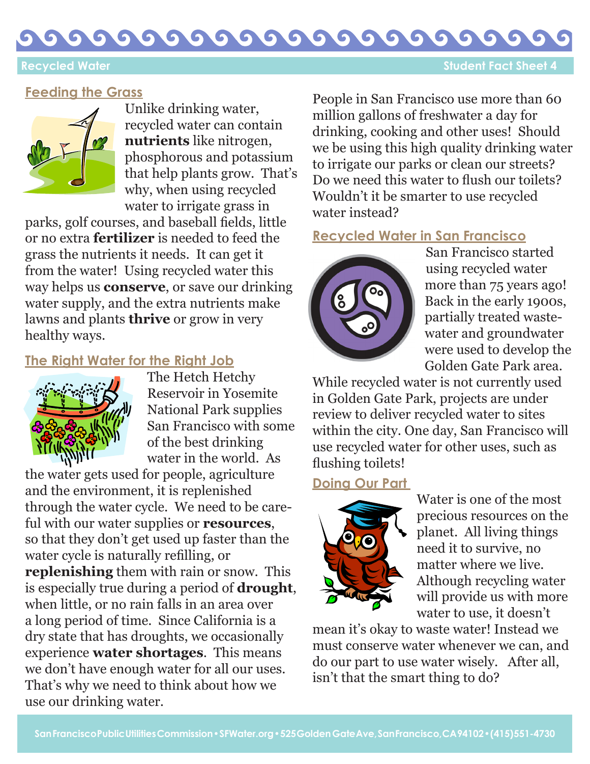## Feeding the Grass

Unlike drinking water, recycled water can contain **nutrients** like nitrogen, phosphorous and potassium that help plants grow. That's why, when using recycled water to irrigate grass in parks, golf courses, and baseball fields, little or no extra **fertilizer** is needed to feed the grass the nutrients it needs. It can get it from the water! Using recycled water this way helps us **conserve**, or save our drinking water supply, and the extra nutrients make lawns and plants **thrive** or grow in very healthy ways.

## The Right Water for the Right Job

The Hetch Hetchy Reservoir in Yosemite National Park supplies San Francisco with some of the best drinking water in the world. As the water gets used for people, agriculture and the environment, it is replenished through the water cycle. We need to be careful with our water supplies or **resources**, so that they don't get used up faster than the water cycle is naturally refilling, or **replenishing** them with rain or snow. This is especially true during a period of **drought**, when little, or no rain falls in an area over a long period of time. Since California is a dry state that has droughts, we occasionally experience **water shortages**. This means we don't have enough water for all our uses. That's why we need to think about how we use our drinking water.

People in San Francisco use more than 60 million gallons of freshwater a day for drinking, cooking and other uses! Should we be using this high quality drinking water to irrigate our parks or clean our streets? Do we need this water to flush our toilets? Wouldn't it be smarter to use recycled water instead?

## Recycled Water in San Francisco

San Francisco started using recycled water more than 75 years ago! Back in the early 1900s, partially treated wastewater and groundwater were used to develop the Golden Gate Park area. While recycled water is not currently used in Golden Gate Park, projects are under review to deliver recycled water to sites within the city. One day, San Francisco will use recycled water for other uses, such as flushing toilets!

## Doing Our Part

Water is one of the most precious resources on the planet. All living things need it to survive, no matter where we live. Although recycling water will provide us with more water to use, it doesn't mean it's okay to waste water! Instead we must conserve water whenever we can, and do our part to use water wisely. After all, isn't that the smart thing to do?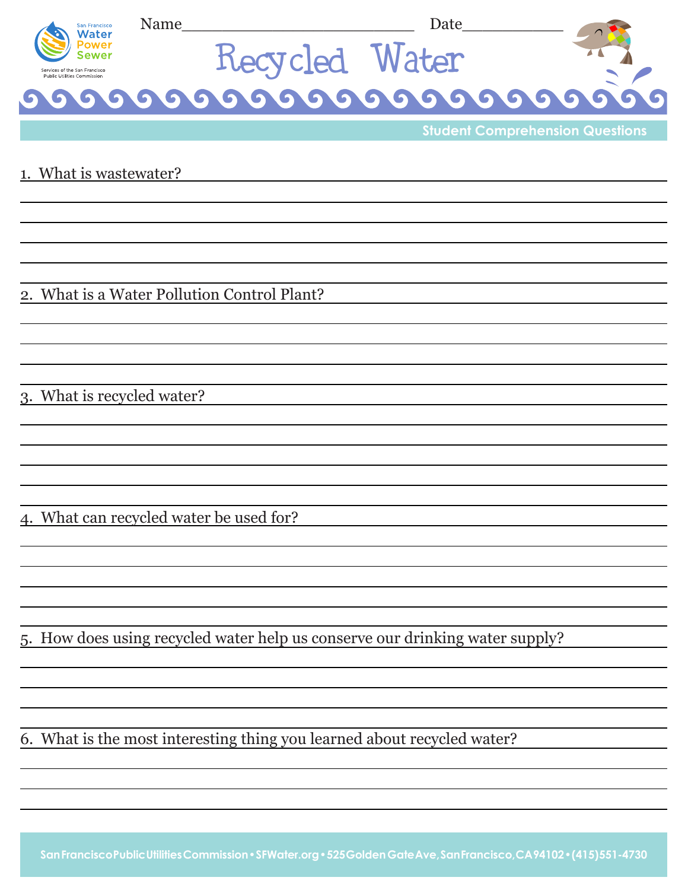Name_________________________ Date___________

# Recycled Water

## Student Comprehension Questions

1. What is wastewater?

2. What is a Water Pollution Control Plant?

3. What is recycled water?

4. What can recycled water be used for?

5. How does using recycled water help us conserve our drinking water supply?

6. What is the most interesting thing you learned about recycled water?

San Francisco Public Utilities Commission • SFWater.org • 525 Golden Gate Ave, San Francisco, CA 94102 • (415) 551-4730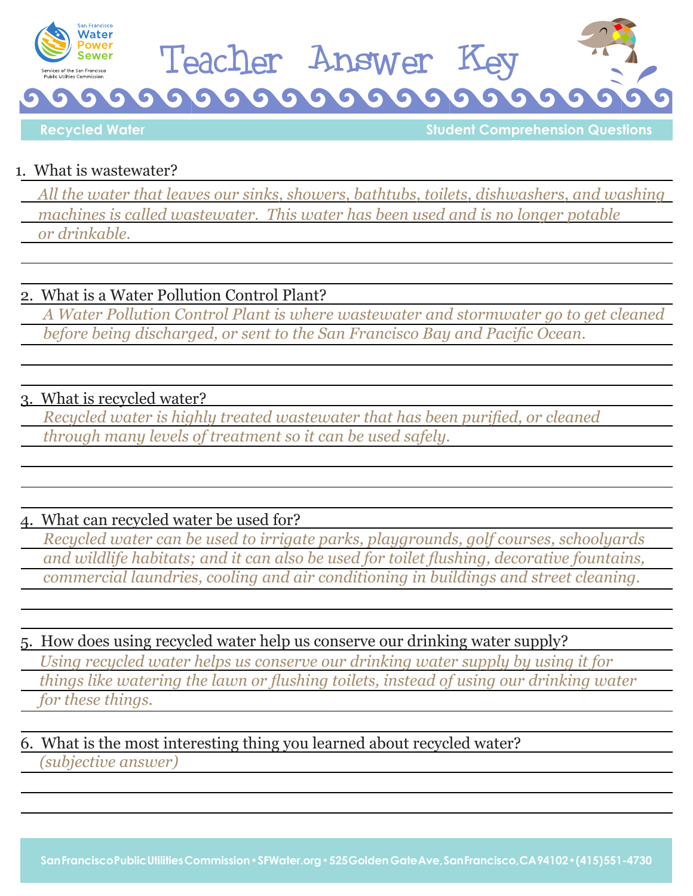# Teacher Answer Key

**Recycled Water** — **Student Comprehension Questions**

1. What is wastewater?

   *All the water that leaves our sinks, showers, bathtubs, toilets, dishwashers, and washing machines is called wastewater. This water has been used and is no longer potable or drinkable.*

2. What is a Water Pollution Control Plant?

   *A Water Pollution Control Plant is where wastewater and stormwater go to get cleaned before being discharged, or sent to the San Francisco Bay and Pacific Ocean.*

3. What is recycled water?

   *Recycled water is highly treated wastewater that has been purified, or cleaned through many levels of treatment so it can be used safely.*

4. What can recycled water be used for?

   *Recycled water can be used to irrigate parks, playgrounds, golf courses, schoolyards and wildlife habitats; and it can also be used for toilet flushing, decorative fountains, commercial laundries, cooling and air conditioning in buildings and street cleaning.*

5. How does using recycled water help us conserve our drinking water supply?

   *Using recycled water helps us conserve our drinking water supply by using it for things like watering the lawn or flushing toilets, instead of using our drinking water for these things.*

6. What is the most interesting thing you learned about recycled water?

   *(subjective answer)*

San Francisco Public Utilities Commission • SFWater.org • 525 Golden Gate Ave, San Francisco, CA 94102 • (415) 551-4730